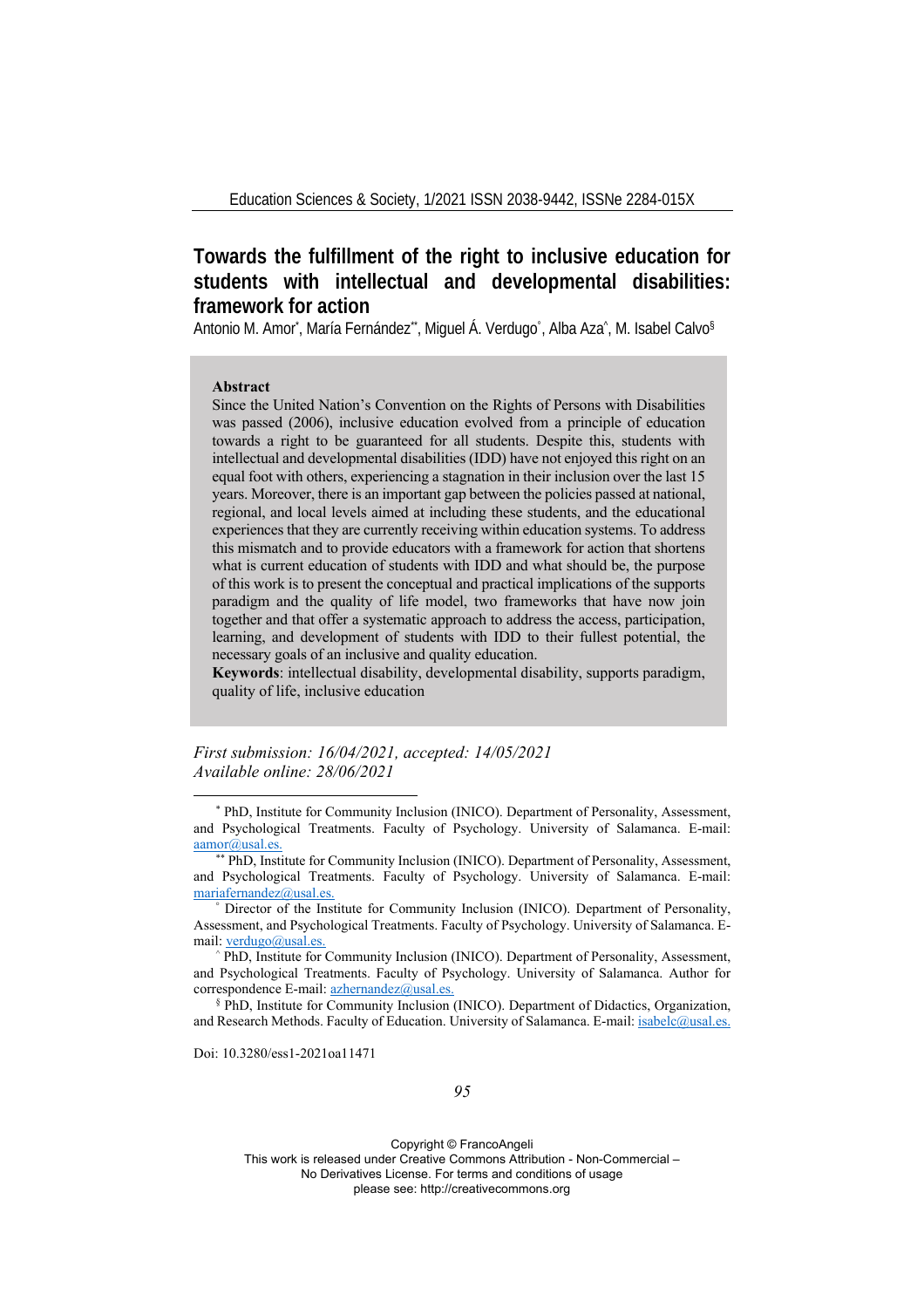# Towards the fulfillment of the right to inclusive education for students with intellectual and developmental disabilities: framework for action

Antonio M. Amor[*], María Fernández[**], Miguel Á. Verdugo[°], Alba Aza[^], M. Isabel Calvo[§]

**Abstract**

Since the United Nation's Convention on the Rights of Persons with Disabilities was passed (2006), inclusive education evolved from a principle of education towards a right to be guaranteed for all students. Despite this, students with intellectual and developmental disabilities (IDD) have not enjoyed this right on an equal foot with others, experiencing a stagnation in their inclusion over the last 15 years. Moreover, there is an important gap between the policies passed at national, regional, and local levels aimed at including these students, and the educational experiences that they are currently receiving within education systems. To address this mismatch and to provide educators with a framework for action that shortens what is current education of students with IDD and what should be, the purpose of this work is to present the conceptual and practical implications of the supports paradigm and the quality of life model, two frameworks that have now join together and that offer a systematic approach to address the access, participation, learning, and development of students with IDD to their fullest potential, the necessary goals of an inclusive and quality education.

**Keywords**: intellectual disability, developmental disability, supports paradigm, quality of life, inclusive education

*First submission: 16/04/2021, accepted: 14/05/2021*
*Available online: 28/06/2021*

[*] PhD, Institute for Community Inclusion (INICO). Department of Personality, Assessment, and Psychological Treatments. Faculty of Psychology. University of Salamanca. E-mail: aamor@usal.es.

[**] PhD, Institute for Community Inclusion (INICO). Department of Personality, Assessment, and Psychological Treatments. Faculty of Psychology. University of Salamanca. E-mail: mariafernandez@usal.es.

[°] Director of the Institute for Community Inclusion (INICO). Department of Personality, Assessment, and Psychological Treatments. Faculty of Psychology. University of Salamanca. E-mail: verdugo@usal.es.

[^] PhD, Institute for Community Inclusion (INICO). Department of Personality, Assessment, and Psychological Treatments. Faculty of Psychology. University of Salamanca. Author for correspondence E-mail: azhernandez@usal.es.

[§] PhD, Institute for Community Inclusion (INICO). Department of Didactics, Organization, and Research Methods. Faculty of Education. University of Salamanca. E-mail: isabelc@usal.es.

Doi: 10.3280/ess1-2021oa11471

Copyright © FrancoAngeli
This work is released under Creative Commons Attribution - Non-Commercial – No Derivatives License. For terms and conditions of usage please see: http://creativecommons.org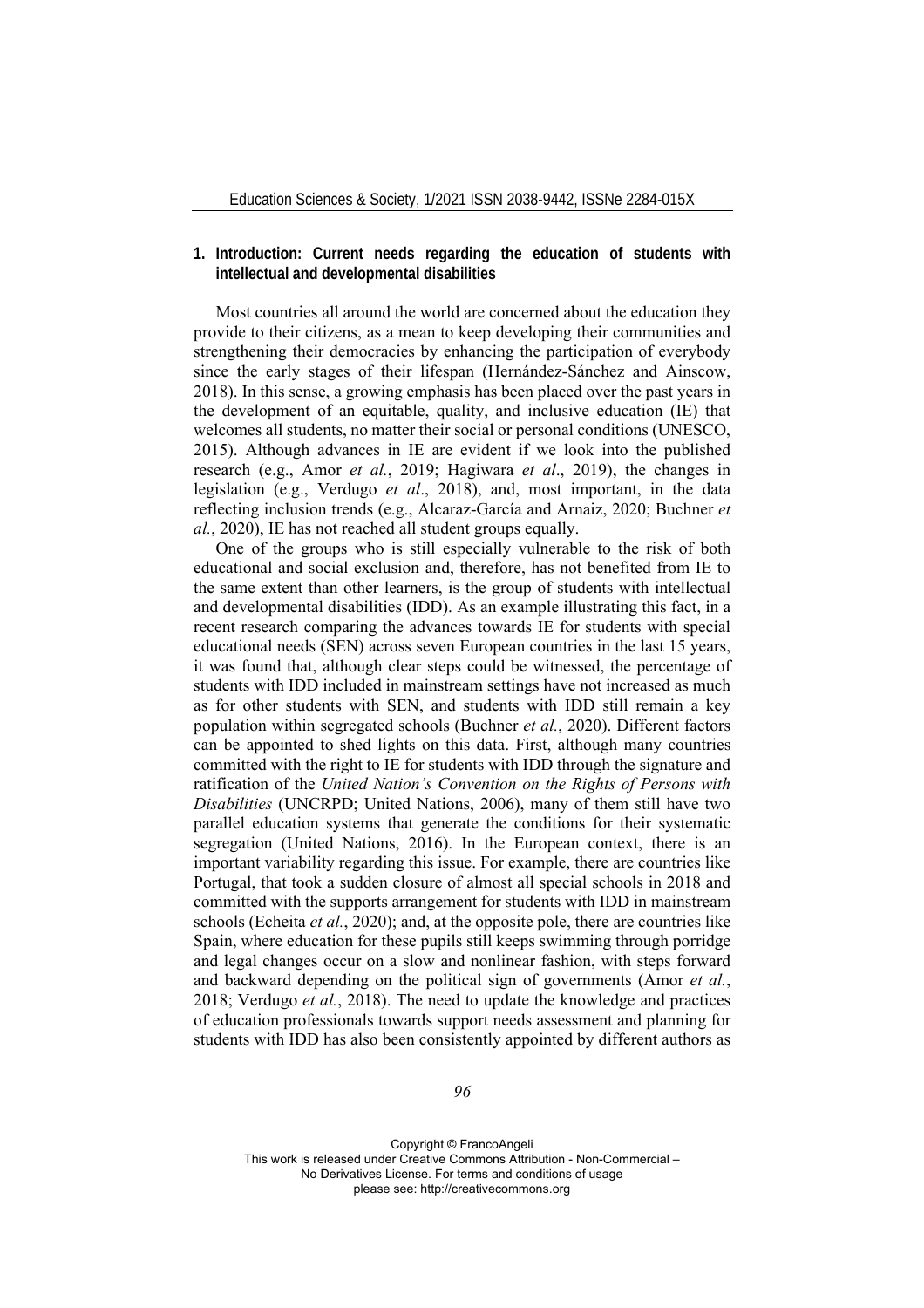## 1. Introduction: Current needs regarding the education of students with intellectual and developmental disabilities

Most countries all around the world are concerned about the education they provide to their citizens, as a mean to keep developing their communities and strengthening their democracies by enhancing the participation of everybody since the early stages of their lifespan (Hernández-Sánchez and Ainscow, 2018). In this sense, a growing emphasis has been placed over the past years in the development of an equitable, quality, and inclusive education (IE) that welcomes all students, no matter their social or personal conditions (UNESCO, 2015). Although advances in IE are evident if we look into the published research (e.g., Amor *et al.*, 2019; Hagiwara *et al*., 2019), the changes in legislation (e.g., Verdugo *et al*., 2018), and, most important, in the data reflecting inclusion trends (e.g., Alcaraz-García and Arnaiz, 2020; Buchner *et al.*, 2020), IE has not reached all student groups equally.

One of the groups who is still especially vulnerable to the risk of both educational and social exclusion and, therefore, has not benefited from IE to the same extent than other learners, is the group of students with intellectual and developmental disabilities (IDD). As an example illustrating this fact, in a recent research comparing the advances towards IE for students with special educational needs (SEN) across seven European countries in the last 15 years, it was found that, although clear steps could be witnessed, the percentage of students with IDD included in mainstream settings have not increased as much as for other students with SEN, and students with IDD still remain a key population within segregated schools (Buchner *et al.*, 2020). Different factors can be appointed to shed lights on this data. First, although many countries committed with the right to IE for students with IDD through the signature and ratification of the *United Nation's Convention on the Rights of Persons with Disabilities* (UNCRPD; United Nations, 2006), many of them still have two parallel education systems that generate the conditions for their systematic segregation (United Nations, 2016). In the European context, there is an important variability regarding this issue. For example, there are countries like Portugal, that took a sudden closure of almost all special schools in 2018 and committed with the supports arrangement for students with IDD in mainstream schools (Echeita *et al.*, 2020); and, at the opposite pole, there are countries like Spain, where education for these pupils still keeps swimming through porridge and legal changes occur on a slow and nonlinear fashion, with steps forward and backward depending on the political sign of governments (Amor *et al.*, 2018; Verdugo *et al.*, 2018). The need to update the knowledge and practices of education professionals towards support needs assessment and planning for students with IDD has also been consistently appointed by different authors as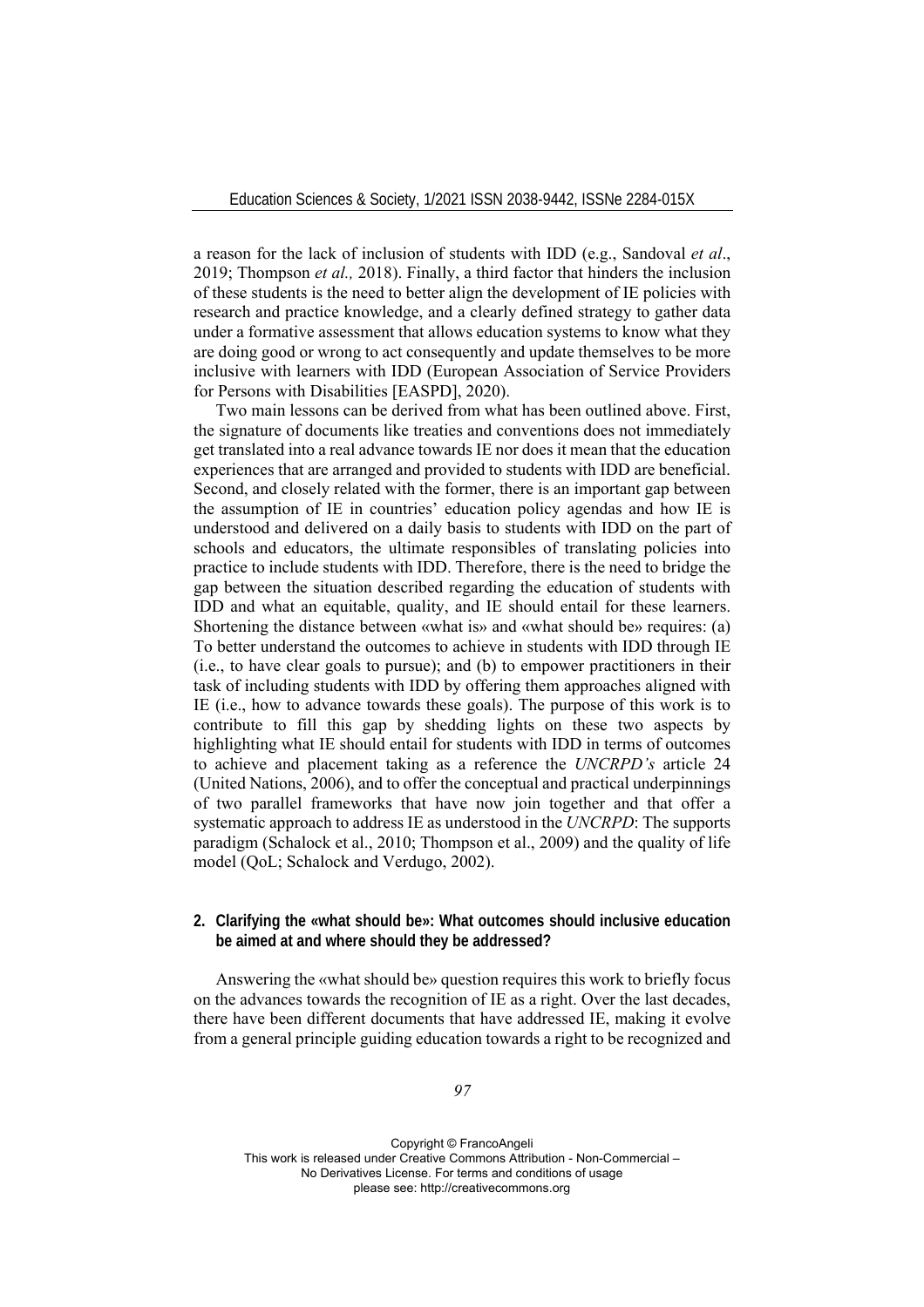a reason for the lack of inclusion of students with IDD (e.g., Sandoval *et al*., 2019; Thompson *et al.,* 2018). Finally, a third factor that hinders the inclusion of these students is the need to better align the development of IE policies with research and practice knowledge, and a clearly defined strategy to gather data under a formative assessment that allows education systems to know what they are doing good or wrong to act consequently and update themselves to be more inclusive with learners with IDD (European Association of Service Providers for Persons with Disabilities [EASPD], 2020).

Two main lessons can be derived from what has been outlined above. First, the signature of documents like treaties and conventions does not immediately get translated into a real advance towards IE nor does it mean that the education experiences that are arranged and provided to students with IDD are beneficial. Second, and closely related with the former, there is an important gap between the assumption of IE in countries' education policy agendas and how IE is understood and delivered on a daily basis to students with IDD on the part of schools and educators, the ultimate responsibles of translating policies into practice to include students with IDD. Therefore, there is the need to bridge the gap between the situation described regarding the education of students with IDD and what an equitable, quality, and IE should entail for these learners. Shortening the distance between «what is» and «what should be» requires: (a) To better understand the outcomes to achieve in students with IDD through IE (i.e., to have clear goals to pursue); and (b) to empower practitioners in their task of including students with IDD by offering them approaches aligned with IE (i.e., how to advance towards these goals). The purpose of this work is to contribute to fill this gap by shedding lights on these two aspects by highlighting what IE should entail for students with IDD in terms of outcomes to achieve and placement taking as a reference the *UNCRPD's* article 24 (United Nations, 2006), and to offer the conceptual and practical underpinnings of two parallel frameworks that have now join together and that offer a systematic approach to address IE as understood in the *UNCRPD*: The supports paradigm (Schalock et al., 2010; Thompson et al., 2009) and the quality of life model (QoL; Schalock and Verdugo, 2002).

## 2. Clarifying the «what should be»: What outcomes should inclusive education be aimed at and where should they be addressed?

Answering the «what should be» question requires this work to briefly focus on the advances towards the recognition of IE as a right. Over the last decades, there have been different documents that have addressed IE, making it evolve from a general principle guiding education towards a right to be recognized and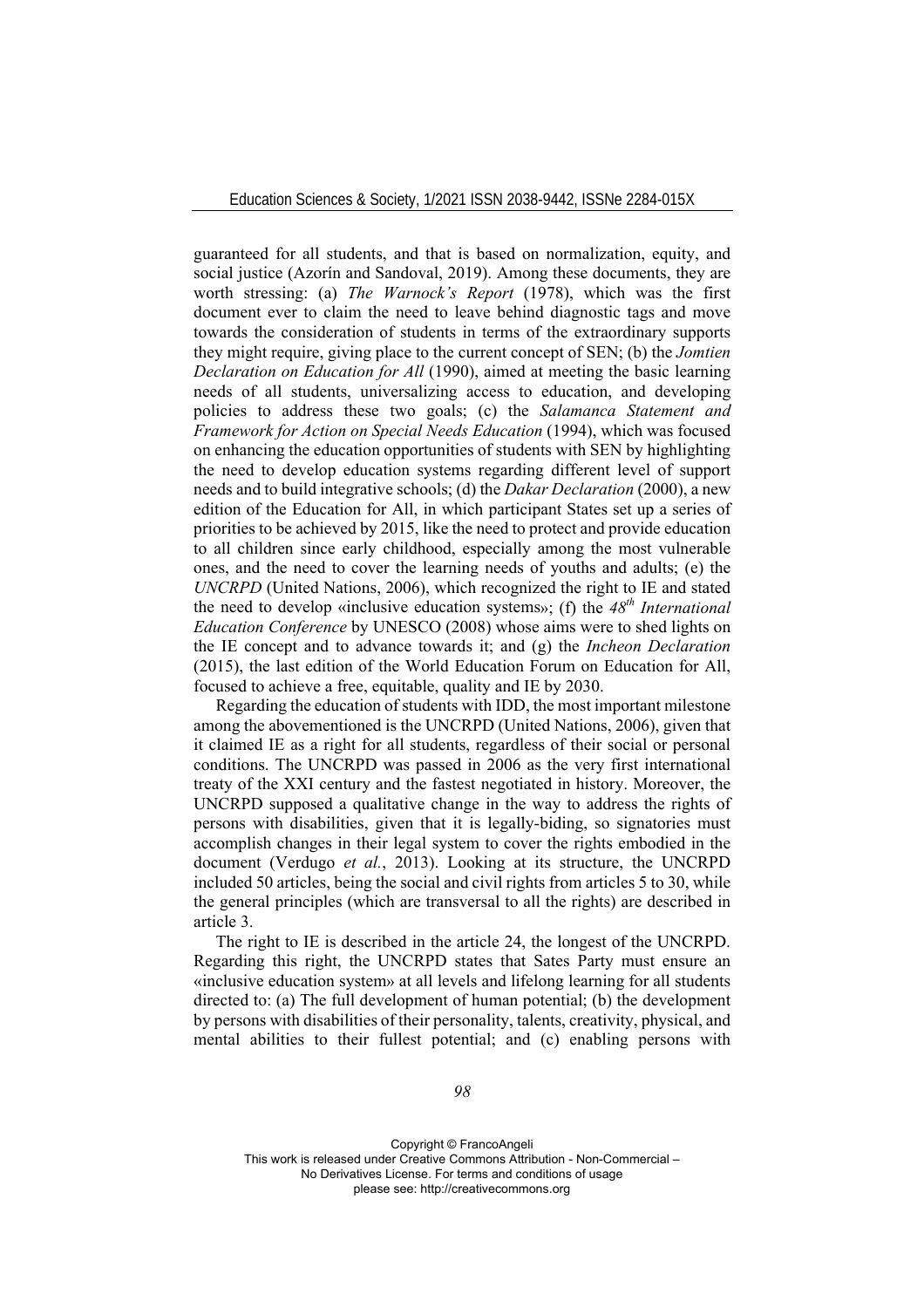guaranteed for all students, and that is based on normalization, equity, and social justice (Azorín and Sandoval, 2019). Among these documents, they are worth stressing: (a) *The Warnock's Report* (1978), which was the first document ever to claim the need to leave behind diagnostic tags and move towards the consideration of students in terms of the extraordinary supports they might require, giving place to the current concept of SEN; (b) the *Jomtien Declaration on Education for All* (1990), aimed at meeting the basic learning needs of all students, universalizing access to education, and developing policies to address these two goals; (c) the *Salamanca Statement and Framework for Action on Special Needs Education* (1994), which was focused on enhancing the education opportunities of students with SEN by highlighting the need to develop education systems regarding different level of support needs and to build integrative schools; (d) the *Dakar Declaration* (2000), a new edition of the Education for All, in which participant States set up a series of priorities to be achieved by 2015, like the need to protect and provide education to all children since early childhood, especially among the most vulnerable ones, and the need to cover the learning needs of youths and adults; (e) the *UNCRPD* (United Nations, 2006), which recognized the right to IE and stated the need to develop «inclusive education systems»; (f) the *48th International Education Conference* by UNESCO (2008) whose aims were to shed lights on the IE concept and to advance towards it; and (g) the *Incheon Declaration* (2015), the last edition of the World Education Forum on Education for All, focused to achieve a free, equitable, quality and IE by 2030.

Regarding the education of students with IDD, the most important milestone among the abovementioned is the UNCRPD (United Nations, 2006), given that it claimed IE as a right for all students, regardless of their social or personal conditions. The UNCRPD was passed in 2006 as the very first international treaty of the XXI century and the fastest negotiated in history. Moreover, the UNCRPD supposed a qualitative change in the way to address the rights of persons with disabilities, given that it is legally-biding, so signatories must accomplish changes in their legal system to cover the rights embodied in the document (Verdugo *et al.*, 2013). Looking at its structure, the UNCRPD included 50 articles, being the social and civil rights from articles 5 to 30, while the general principles (which are transversal to all the rights) are described in article 3.

The right to IE is described in the article 24, the longest of the UNCRPD. Regarding this right, the UNCRPD states that Sates Party must ensure an «inclusive education system» at all levels and lifelong learning for all students directed to: (a) The full development of human potential; (b) the development by persons with disabilities of their personality, talents, creativity, physical, and mental abilities to their fullest potential; and (c) enabling persons with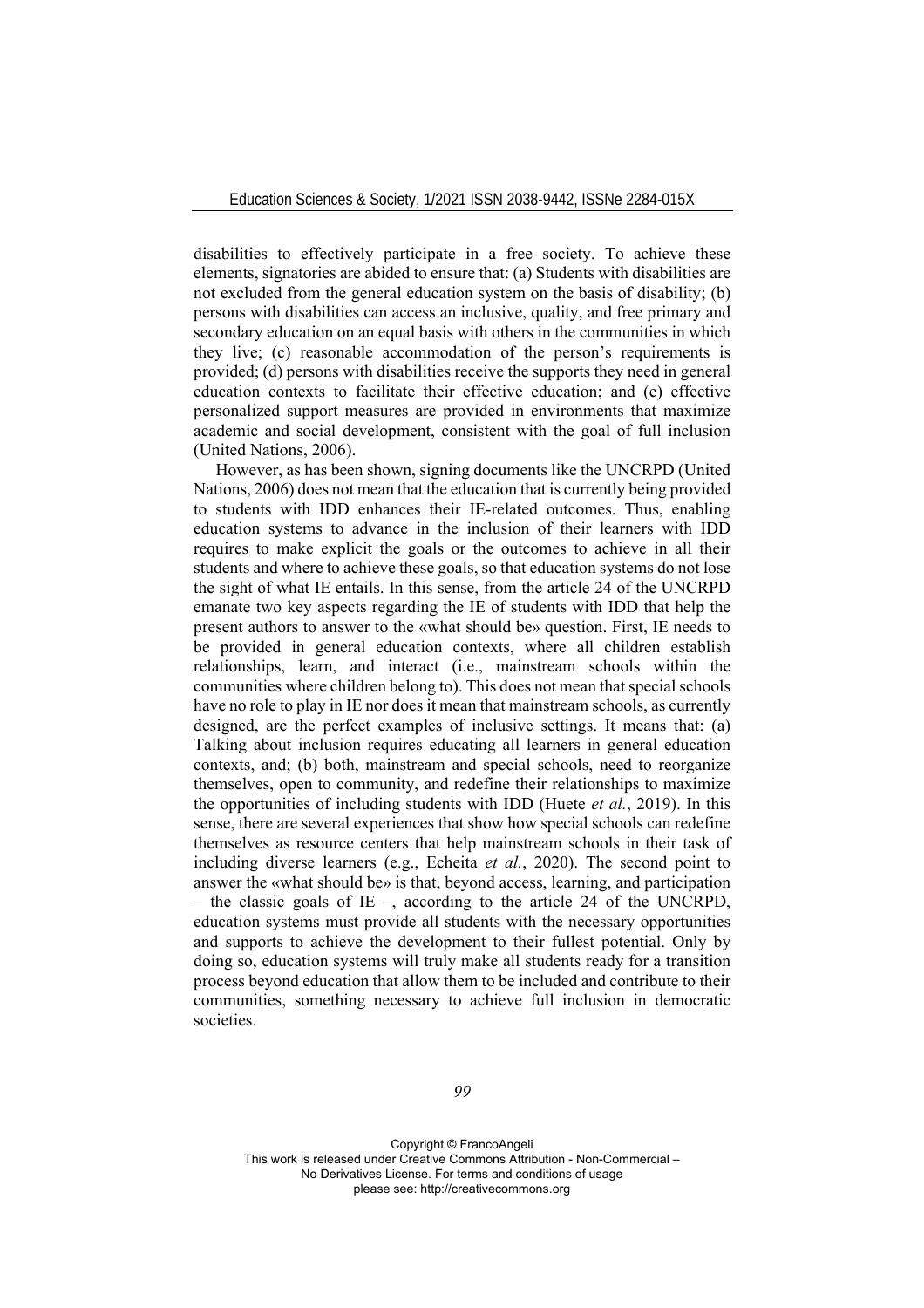disabilities to effectively participate in a free society. To achieve these elements, signatories are abided to ensure that: (a) Students with disabilities are not excluded from the general education system on the basis of disability; (b) persons with disabilities can access an inclusive, quality, and free primary and secondary education on an equal basis with others in the communities in which they live; (c) reasonable accommodation of the person's requirements is provided; (d) persons with disabilities receive the supports they need in general education contexts to facilitate their effective education; and (e) effective personalized support measures are provided in environments that maximize academic and social development, consistent with the goal of full inclusion (United Nations, 2006).

However, as has been shown, signing documents like the UNCRPD (United Nations, 2006) does not mean that the education that is currently being provided to students with IDD enhances their IE-related outcomes. Thus, enabling education systems to advance in the inclusion of their learners with IDD requires to make explicit the goals or the outcomes to achieve in all their students and where to achieve these goals, so that education systems do not lose the sight of what IE entails. In this sense, from the article 24 of the UNCRPD emanate two key aspects regarding the IE of students with IDD that help the present authors to answer to the «what should be» question. First, IE needs to be provided in general education contexts, where all children establish relationships, learn, and interact (i.e., mainstream schools within the communities where children belong to). This does not mean that special schools have no role to play in IE nor does it mean that mainstream schools, as currently designed, are the perfect examples of inclusive settings. It means that: (a) Talking about inclusion requires educating all learners in general education contexts, and; (b) both, mainstream and special schools, need to reorganize themselves, open to community, and redefine their relationships to maximize the opportunities of including students with IDD (Huete *et al.*, 2019). In this sense, there are several experiences that show how special schools can redefine themselves as resource centers that help mainstream schools in their task of including diverse learners (e.g., Echeita *et al.*, 2020). The second point to answer the «what should be» is that, beyond access, learning, and participation – the classic goals of IE –, according to the article 24 of the UNCRPD, education systems must provide all students with the necessary opportunities and supports to achieve the development to their fullest potential. Only by doing so, education systems will truly make all students ready for a transition process beyond education that allow them to be included and contribute to their communities, something necessary to achieve full inclusion in democratic societies.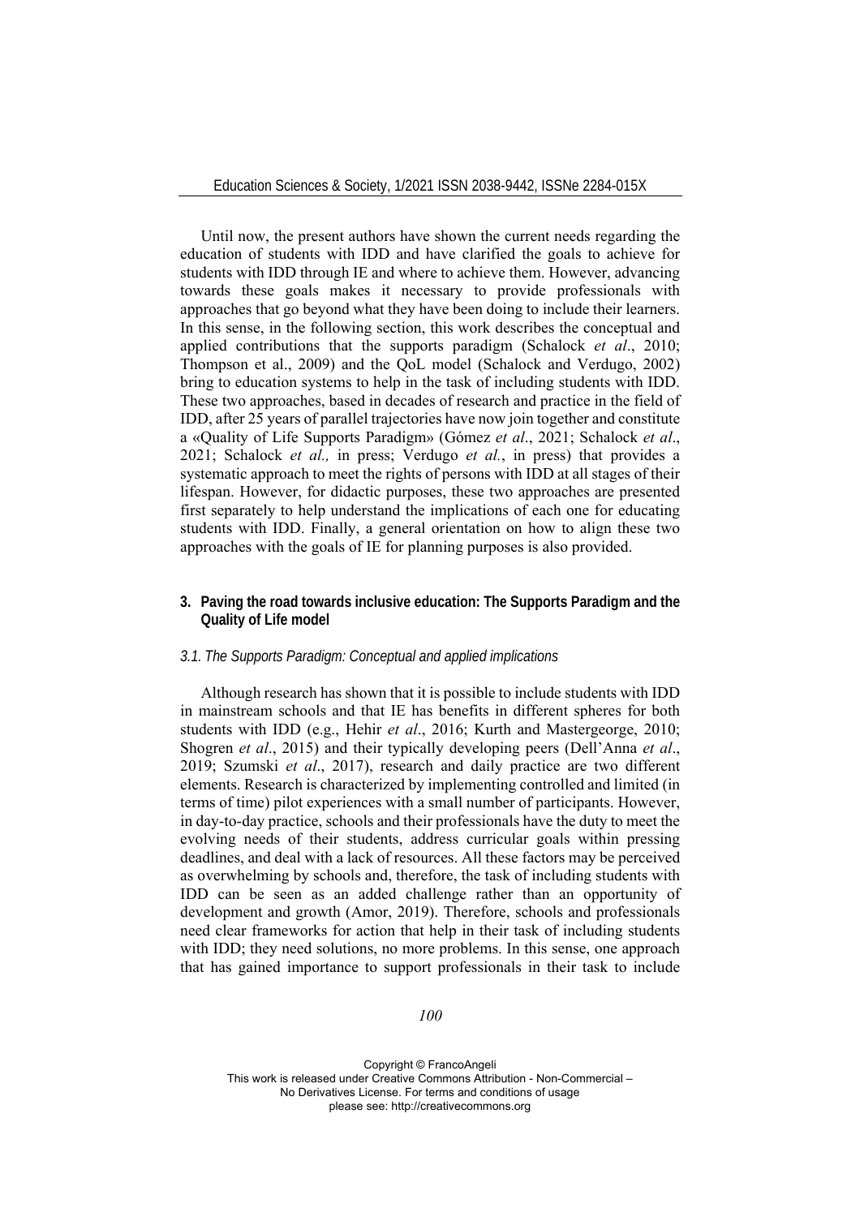Until now, the present authors have shown the current needs regarding the education of students with IDD and have clarified the goals to achieve for students with IDD through IE and where to achieve them. However, advancing towards these goals makes it necessary to provide professionals with approaches that go beyond what they have been doing to include their learners. In this sense, in the following section, this work describes the conceptual and applied contributions that the supports paradigm (Schalock *et al*., 2010; Thompson et al., 2009) and the QoL model (Schalock and Verdugo, 2002) bring to education systems to help in the task of including students with IDD. These two approaches, based in decades of research and practice in the field of IDD, after 25 years of parallel trajectories have now join together and constitute a «Quality of Life Supports Paradigm» (Gómez *et al*., 2021; Schalock *et al*., 2021; Schalock *et al.,* in press; Verdugo *et al.*, in press) that provides a systematic approach to meet the rights of persons with IDD at all stages of their lifespan. However, for didactic purposes, these two approaches are presented first separately to help understand the implications of each one for educating students with IDD. Finally, a general orientation on how to align these two approaches with the goals of IE for planning purposes is also provided.

## 3. Paving the road towards inclusive education: The Supports Paradigm and the Quality of Life model

### *3.1. The Supports Paradigm: Conceptual and applied implications*

Although research has shown that it is possible to include students with IDD in mainstream schools and that IE has benefits in different spheres for both students with IDD (e.g., Hehir *et al*., 2016; Kurth and Mastergeorge, 2010; Shogren *et al*., 2015) and their typically developing peers (Dell'Anna *et al*., 2019; Szumski *et al*., 2017), research and daily practice are two different elements. Research is characterized by implementing controlled and limited (in terms of time) pilot experiences with a small number of participants. However, in day-to-day practice, schools and their professionals have the duty to meet the evolving needs of their students, address curricular goals within pressing deadlines, and deal with a lack of resources. All these factors may be perceived as overwhelming by schools and, therefore, the task of including students with IDD can be seen as an added challenge rather than an opportunity of development and growth (Amor, 2019). Therefore, schools and professionals need clear frameworks for action that help in their task of including students with IDD; they need solutions, no more problems. In this sense, one approach that has gained importance to support professionals in their task to include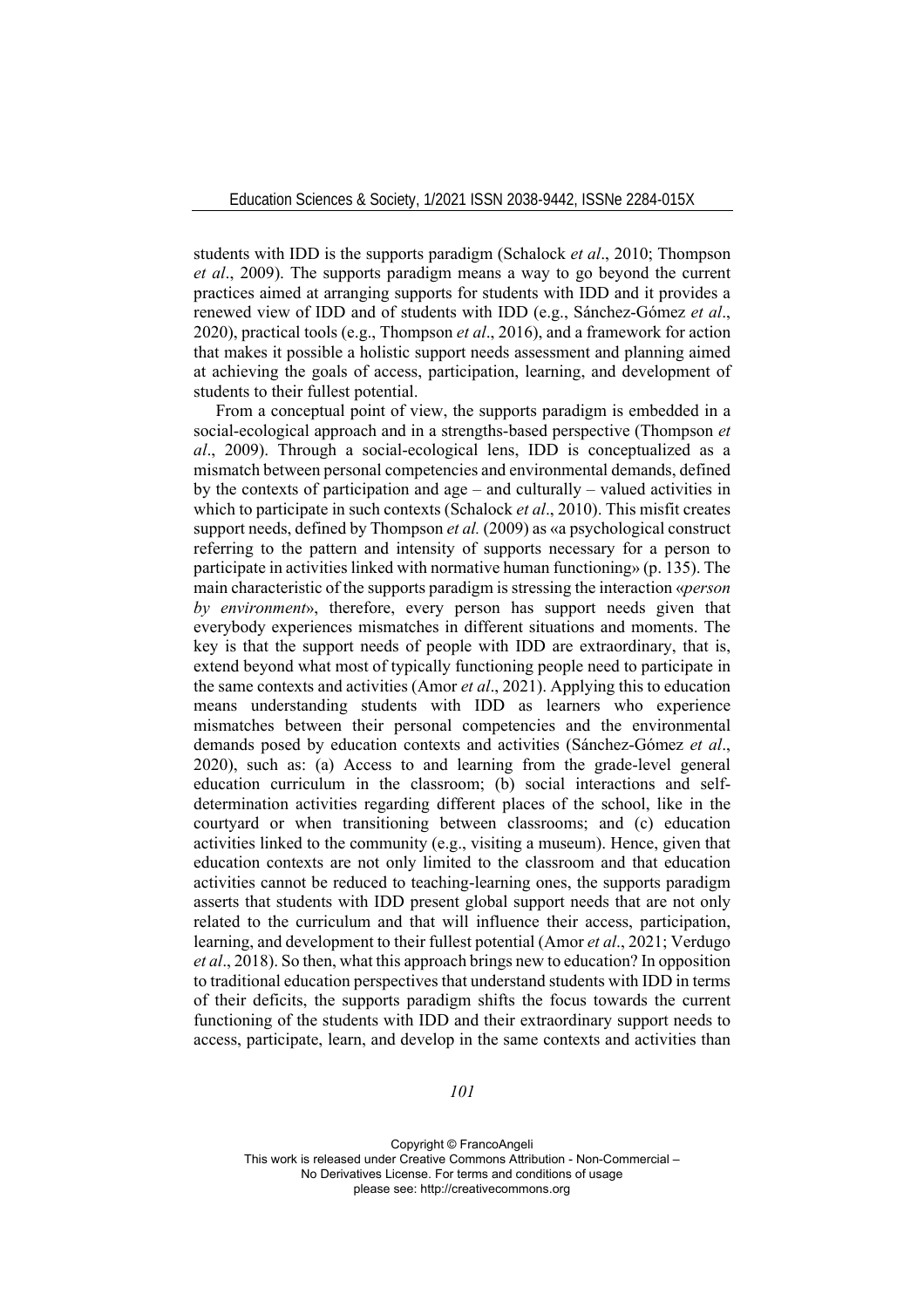students with IDD is the supports paradigm (Schalock *et al*., 2010; Thompson *et al*., 2009). The supports paradigm means a way to go beyond the current practices aimed at arranging supports for students with IDD and it provides a renewed view of IDD and of students with IDD (e.g., Sánchez-Gómez *et al*., 2020), practical tools (e.g., Thompson *et al*., 2016), and a framework for action that makes it possible a holistic support needs assessment and planning aimed at achieving the goals of access, participation, learning, and development of students to their fullest potential.

From a conceptual point of view, the supports paradigm is embedded in a social-ecological approach and in a strengths-based perspective (Thompson *et al*., 2009). Through a social-ecological lens, IDD is conceptualized as a mismatch between personal competencies and environmental demands, defined by the contexts of participation and age – and culturally – valued activities in which to participate in such contexts (Schalock *et al*., 2010). This misfit creates support needs, defined by Thompson *et al.* (2009) as «a psychological construct referring to the pattern and intensity of supports necessary for a person to participate in activities linked with normative human functioning» (p. 135). The main characteristic of the supports paradigm is stressing the interaction «*person by environment*», therefore, every person has support needs given that everybody experiences mismatches in different situations and moments. The key is that the support needs of people with IDD are extraordinary, that is, extend beyond what most of typically functioning people need to participate in the same contexts and activities (Amor *et al*., 2021). Applying this to education means understanding students with IDD as learners who experience mismatches between their personal competencies and the environmental demands posed by education contexts and activities (Sánchez-Gómez *et al*., 2020), such as: (a) Access to and learning from the grade-level general education curriculum in the classroom; (b) social interactions and self-determination activities regarding different places of the school, like in the courtyard or when transitioning between classrooms; and (c) education activities linked to the community (e.g., visiting a museum). Hence, given that education contexts are not only limited to the classroom and that education activities cannot be reduced to teaching-learning ones, the supports paradigm asserts that students with IDD present global support needs that are not only related to the curriculum and that will influence their access, participation, learning, and development to their fullest potential (Amor *et al*., 2021; Verdugo *et al*., 2018). So then, what this approach brings new to education? In opposition to traditional education perspectives that understand students with IDD in terms of their deficits, the supports paradigm shifts the focus towards the current functioning of the students with IDD and their extraordinary support needs to access, participate, learn, and develop in the same contexts and activities than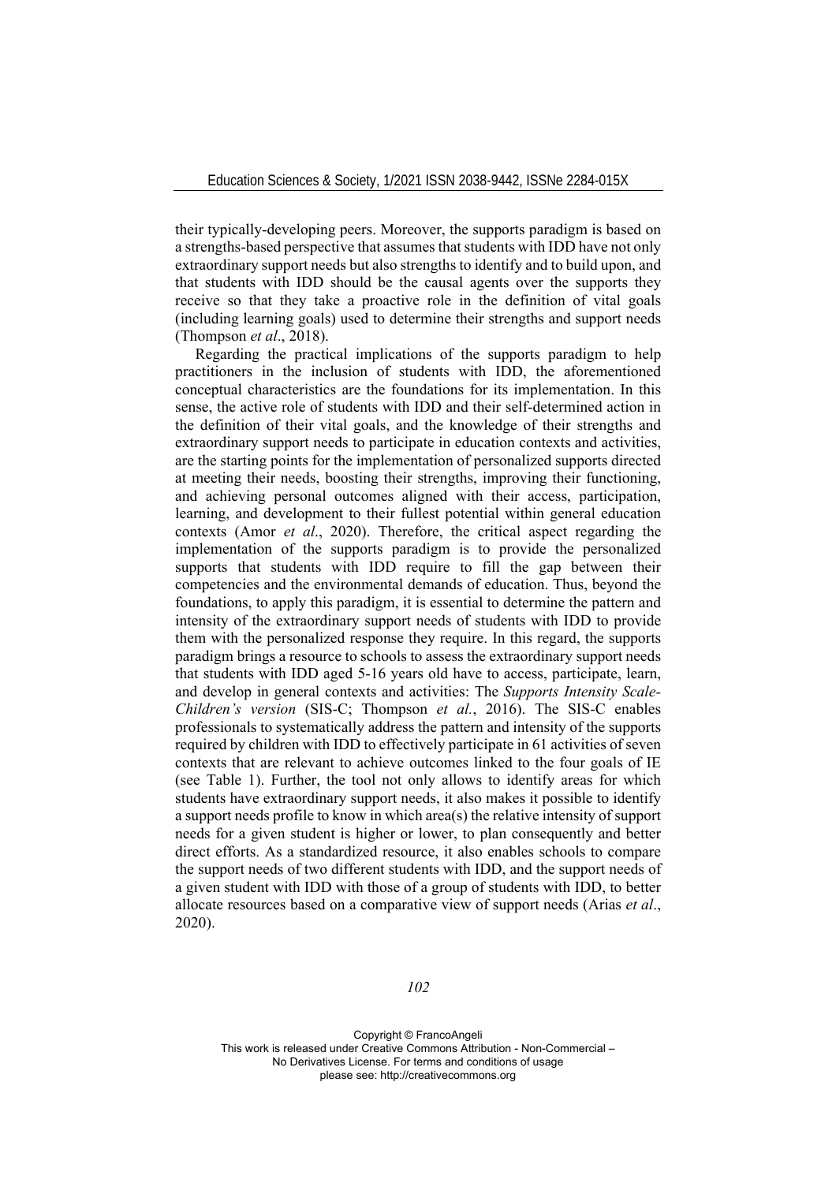their typically-developing peers. Moreover, the supports paradigm is based on a strengths-based perspective that assumes that students with IDD have not only extraordinary support needs but also strengths to identify and to build upon, and that students with IDD should be the causal agents over the supports they receive so that they take a proactive role in the definition of vital goals (including learning goals) used to determine their strengths and support needs (Thompson *et al*., 2018).

Regarding the practical implications of the supports paradigm to help practitioners in the inclusion of students with IDD, the aforementioned conceptual characteristics are the foundations for its implementation. In this sense, the active role of students with IDD and their self-determined action in the definition of their vital goals, and the knowledge of their strengths and extraordinary support needs to participate in education contexts and activities, are the starting points for the implementation of personalized supports directed at meeting their needs, boosting their strengths, improving their functioning, and achieving personal outcomes aligned with their access, participation, learning, and development to their fullest potential within general education contexts (Amor *et al*., 2020). Therefore, the critical aspect regarding the implementation of the supports paradigm is to provide the personalized supports that students with IDD require to fill the gap between their competencies and the environmental demands of education. Thus, beyond the foundations, to apply this paradigm, it is essential to determine the pattern and intensity of the extraordinary support needs of students with IDD to provide them with the personalized response they require. In this regard, the supports paradigm brings a resource to schools to assess the extraordinary support needs that students with IDD aged 5-16 years old have to access, participate, learn, and develop in general contexts and activities: The *Supports Intensity Scale-Children's version* (SIS-C; Thompson *et al.*, 2016). The SIS-C enables professionals to systematically address the pattern and intensity of the supports required by children with IDD to effectively participate in 61 activities of seven contexts that are relevant to achieve outcomes linked to the four goals of IE (see Table 1). Further, the tool not only allows to identify areas for which students have extraordinary support needs, it also makes it possible to identify a support needs profile to know in which area(s) the relative intensity of support needs for a given student is higher or lower, to plan consequently and better direct efforts. As a standardized resource, it also enables schools to compare the support needs of two different students with IDD, and the support needs of a given student with IDD with those of a group of students with IDD, to better allocate resources based on a comparative view of support needs (Arias *et al*., 2020).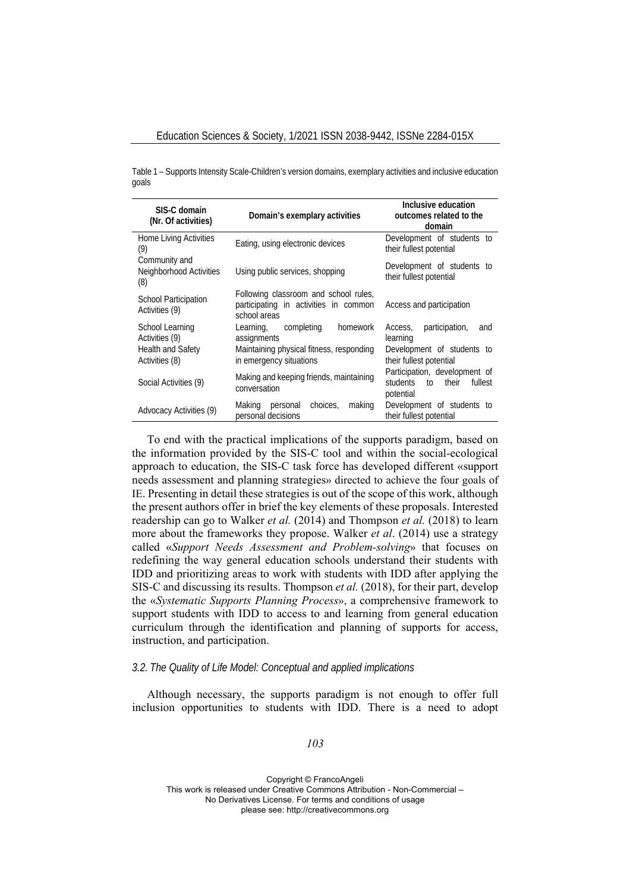Table 1 – Supports Intensity Scale-Children's version domains, exemplary activities and inclusive education goals

| SIS-C domain (Nr. Of activities) | Domain's exemplary activities | Inclusive education outcomes related to the domain |
|---|---|---|
| Home Living Activities (9) | Eating, using electronic devices | Development of students to their fullest potential |
| Community and Neighborhood Activities (8) | Using public services, shopping | Development of students to their fullest potential |
| School Participation Activities (9) | Following classroom and school rules, participating in activities in common school areas | Access and participation |
| School Learning Activities (9) | Learning, completing homework assignments | Access, participation, and learning |
| Health and Safety Activities (8) | Maintaining physical fitness, responding in emergency situations | Development of students to their fullest potential |
| Social Activities (9) | Making and keeping friends, maintaining conversation | Participation, development of students to their fullest potential |
| Advocacy Activities (9) | Making personal choices, making personal decisions | Development of students to their fullest potential |

To end with the practical implications of the supports paradigm, based on the information provided by the SIS-C tool and within the social-ecological approach to education, the SIS-C task force has developed different «support needs assessment and planning strategies» directed to achieve the four goals of IE. Presenting in detail these strategies is out of the scope of this work, although the present authors offer in brief the key elements of these proposals. Interested readership can go to Walker *et al.* (2014) and Thompson *et al.* (2018) to learn more about the frameworks they propose. Walker *et al*. (2014) use a strategy called «*Support Needs Assessment and Problem-solving*» that focuses on redefining the way general education schools understand their students with IDD and prioritizing areas to work with students with IDD after applying the SIS-C and discussing its results. Thompson *et al.* (2018), for their part, develop the «*Systematic Supports Planning Process*», a comprehensive framework to support students with IDD to access to and learning from general education curriculum through the identification and planning of supports for access, instruction, and participation.

### *3.2. The Quality of Life Model: Conceptual and applied implications*

Although necessary, the supports paradigm is not enough to offer full inclusion opportunities to students with IDD. There is a need to adopt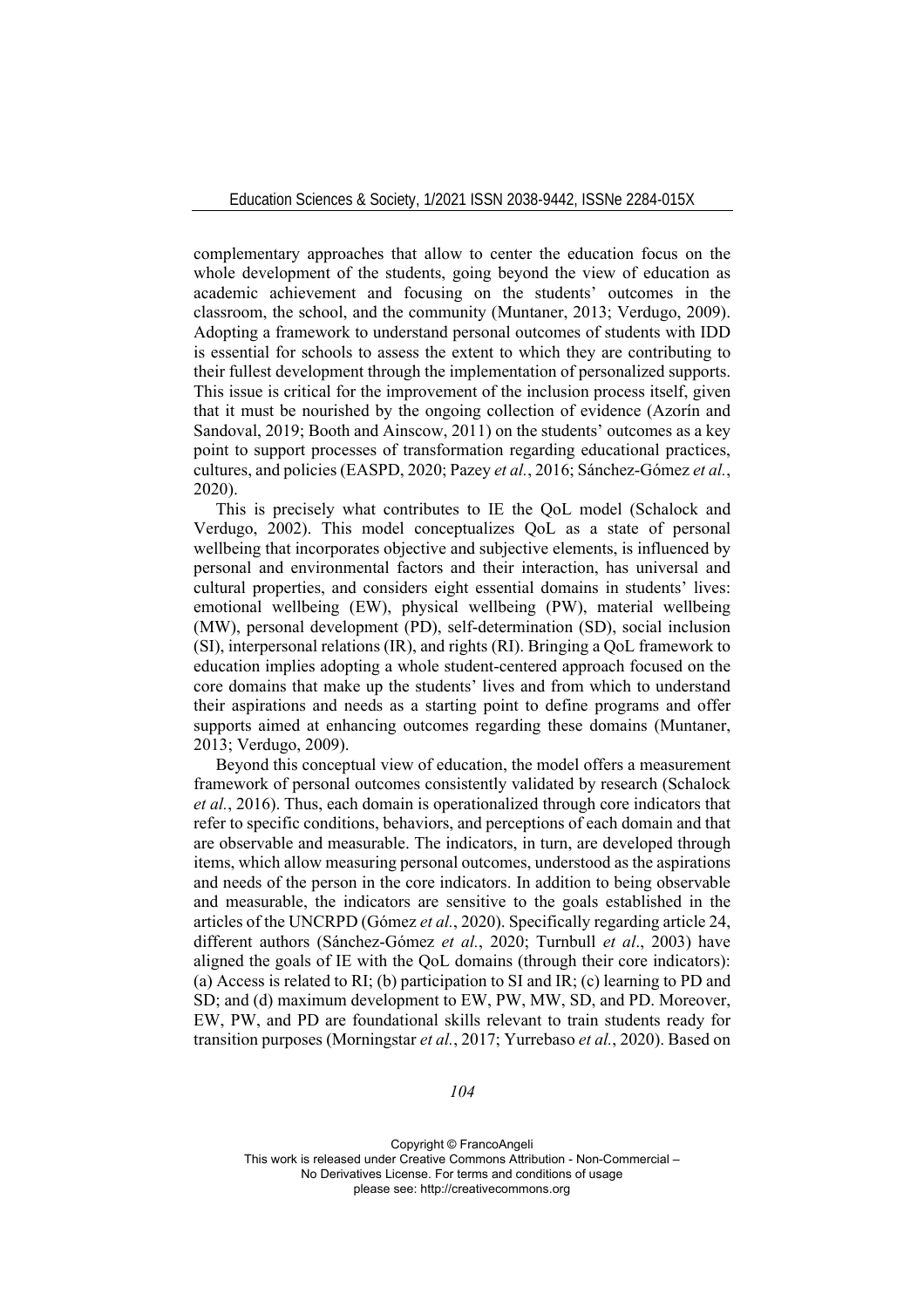complementary approaches that allow to center the education focus on the whole development of the students, going beyond the view of education as academic achievement and focusing on the students' outcomes in the classroom, the school, and the community (Muntaner, 2013; Verdugo, 2009). Adopting a framework to understand personal outcomes of students with IDD is essential for schools to assess the extent to which they are contributing to their fullest development through the implementation of personalized supports. This issue is critical for the improvement of the inclusion process itself, given that it must be nourished by the ongoing collection of evidence (Azorín and Sandoval, 2019; Booth and Ainscow, 2011) on the students' outcomes as a key point to support processes of transformation regarding educational practices, cultures, and policies (EASPD, 2020; Pazey *et al.*, 2016; Sánchez-Gómez *et al.*, 2020).

This is precisely what contributes to IE the QoL model (Schalock and Verdugo, 2002). This model conceptualizes QoL as a state of personal wellbeing that incorporates objective and subjective elements, is influenced by personal and environmental factors and their interaction, has universal and cultural properties, and considers eight essential domains in students' lives: emotional wellbeing (EW), physical wellbeing (PW), material wellbeing (MW), personal development (PD), self-determination (SD), social inclusion (SI), interpersonal relations (IR), and rights (RI). Bringing a QoL framework to education implies adopting a whole student-centered approach focused on the core domains that make up the students' lives and from which to understand their aspirations and needs as a starting point to define programs and offer supports aimed at enhancing outcomes regarding these domains (Muntaner, 2013; Verdugo, 2009).

Beyond this conceptual view of education, the model offers a measurement framework of personal outcomes consistently validated by research (Schalock *et al.*, 2016). Thus, each domain is operationalized through core indicators that refer to specific conditions, behaviors, and perceptions of each domain and that are observable and measurable. The indicators, in turn, are developed through items, which allow measuring personal outcomes, understood as the aspirations and needs of the person in the core indicators. In addition to being observable and measurable, the indicators are sensitive to the goals established in the articles of the UNCRPD (Gómez *et al.*, 2020). Specifically regarding article 24, different authors (Sánchez-Gómez *et al.*, 2020; Turnbull *et al*., 2003) have aligned the goals of IE with the QoL domains (through their core indicators): (a) Access is related to RI; (b) participation to SI and IR; (c) learning to PD and SD; and (d) maximum development to EW, PW, MW, SD, and PD. Moreover, EW, PW, and PD are foundational skills relevant to train students ready for transition purposes (Morningstar *et al.*, 2017; Yurrebaso *et al.*, 2020). Based on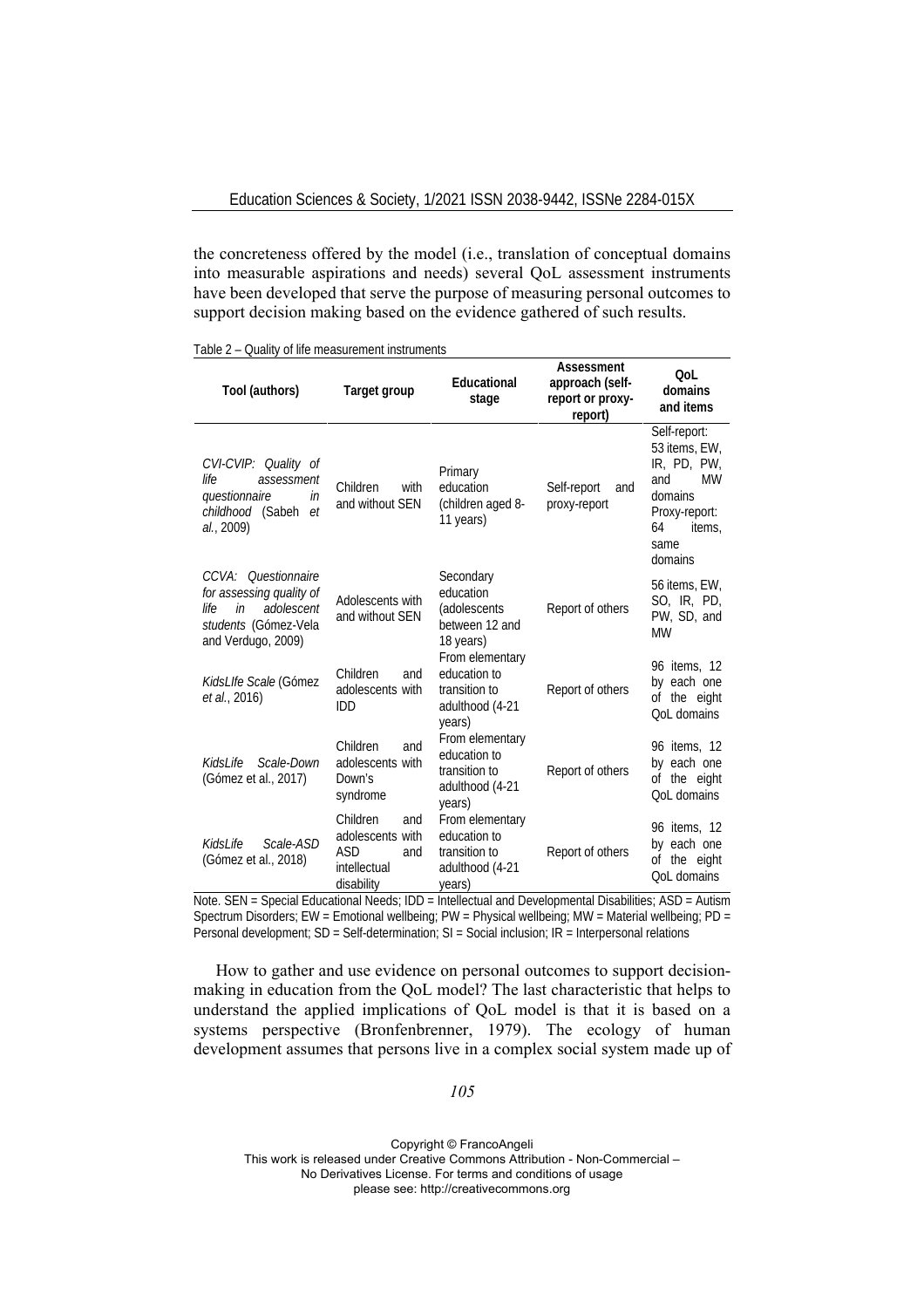the concreteness offered by the model (i.e., translation of conceptual domains into measurable aspirations and needs) several QoL assessment instruments have been developed that serve the purpose of measuring personal outcomes to support decision making based on the evidence gathered of such results.

Table 2 – Quality of life measurement instruments

| Tool (authors) | Target group | Educational stage | Assessment approach (self-report or proxy-report) | QoL domains and items |
|---|---|---|---|---|
| *CVI-CVIP: Quality of life assessment questionnaire in childhood* (Sabeh *et al.*, 2009) | Children with and without SEN | Primary education (children aged 8-11 years) | Self-report and proxy-report | Self-report: 53 items, EW, IR, PD, PW, and MW domains Proxy-report: 64 items, same domains |
| *CCVA: Questionnaire for assessing quality of life in adolescent students* (Gómez-Vela and Verdugo, 2009) | Adolescents with and without SEN | Secondary education (adolescents between 12 and 18 years) | Report of others | 56 items, EW, SO, IR, PD, PW, SD, and MW |
| *KidsLIfe Scale* (Gómez *et al.*, 2016) | Children and adolescents with IDD | From elementary education to transition to adulthood (4-21 years) | Report of others | 96 items, 12 by each one of the eight QoL domains |
| *KidsLife Scale-Down* (Gómez et al., 2017) | Children and adolescents with Down's syndrome | From elementary education to transition to adulthood (4-21 years) | Report of others | 96 items, 12 by each one of the eight QoL domains |
| *KidsLife Scale-ASD* (Gómez et al., 2018) | Children and adolescents with ASD and intellectual disability | From elementary education to transition to adulthood (4-21 years) | Report of others | 96 items, 12 by each one of the eight QoL domains |

Note. SEN = Special Educational Needs; IDD = Intellectual and Developmental Disabilities; ASD = Autism Spectrum Disorders; EW = Emotional wellbeing; PW = Physical wellbeing; MW = Material wellbeing; PD = Personal development; SD = Self-determination; SI = Social inclusion; IR = Interpersonal relations

How to gather and use evidence on personal outcomes to support decision-making in education from the QoL model? The last characteristic that helps to understand the applied implications of QoL model is that it is based on a systems perspective (Bronfenbrenner, 1979). The ecology of human development assumes that persons live in a complex social system made up of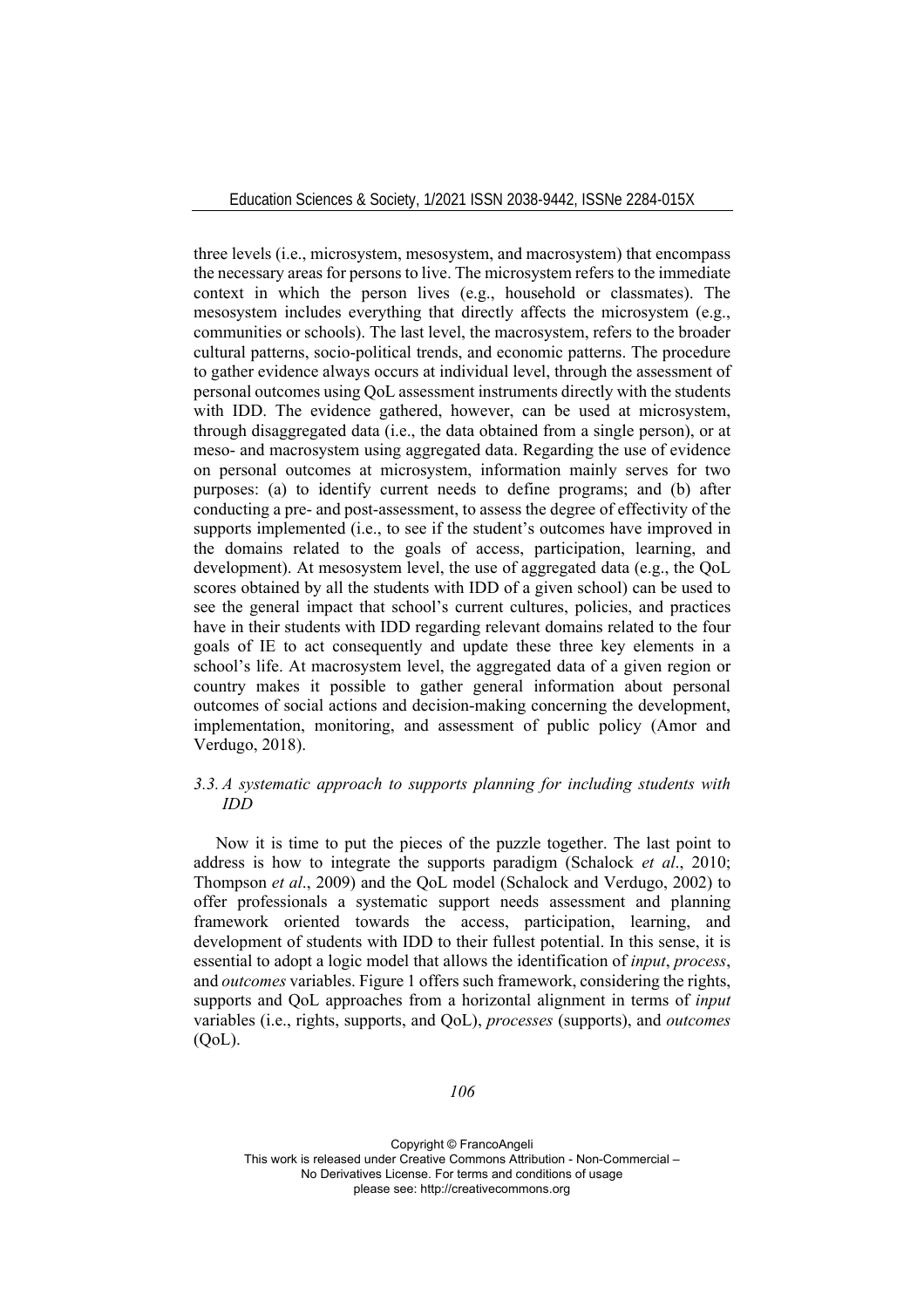three levels (i.e., microsystem, mesosystem, and macrosystem) that encompass the necessary areas for persons to live. The microsystem refers to the immediate context in which the person lives (e.g., household or classmates). The mesosystem includes everything that directly affects the microsystem (e.g., communities or schools). The last level, the macrosystem, refers to the broader cultural patterns, socio-political trends, and economic patterns. The procedure to gather evidence always occurs at individual level, through the assessment of personal outcomes using QoL assessment instruments directly with the students with IDD. The evidence gathered, however, can be used at microsystem, through disaggregated data (i.e., the data obtained from a single person), or at meso- and macrosystem using aggregated data. Regarding the use of evidence on personal outcomes at microsystem, information mainly serves for two purposes: (a) to identify current needs to define programs; and (b) after conducting a pre- and post-assessment, to assess the degree of effectivity of the supports implemented (i.e., to see if the student's outcomes have improved in the domains related to the goals of access, participation, learning, and development). At mesosystem level, the use of aggregated data (e.g., the QoL scores obtained by all the students with IDD of a given school) can be used to see the general impact that school's current cultures, policies, and practices have in their students with IDD regarding relevant domains related to the four goals of IE to act consequently and update these three key elements in a school's life. At macrosystem level, the aggregated data of a given region or country makes it possible to gather general information about personal outcomes of social actions and decision-making concerning the development, implementation, monitoring, and assessment of public policy (Amor and Verdugo, 2018).

### *3.3. A systematic approach to supports planning for including students with IDD*

Now it is time to put the pieces of the puzzle together. The last point to address is how to integrate the supports paradigm (Schalock *et al*., 2010; Thompson *et al*., 2009) and the QoL model (Schalock and Verdugo, 2002) to offer professionals a systematic support needs assessment and planning framework oriented towards the access, participation, learning, and development of students with IDD to their fullest potential. In this sense, it is essential to adopt a logic model that allows the identification of *input*, *process*, and *outcomes* variables. Figure 1 offers such framework, considering the rights, supports and QoL approaches from a horizontal alignment in terms of *input* variables (i.e., rights, supports, and QoL), *processes* (supports), and *outcomes* (QoL).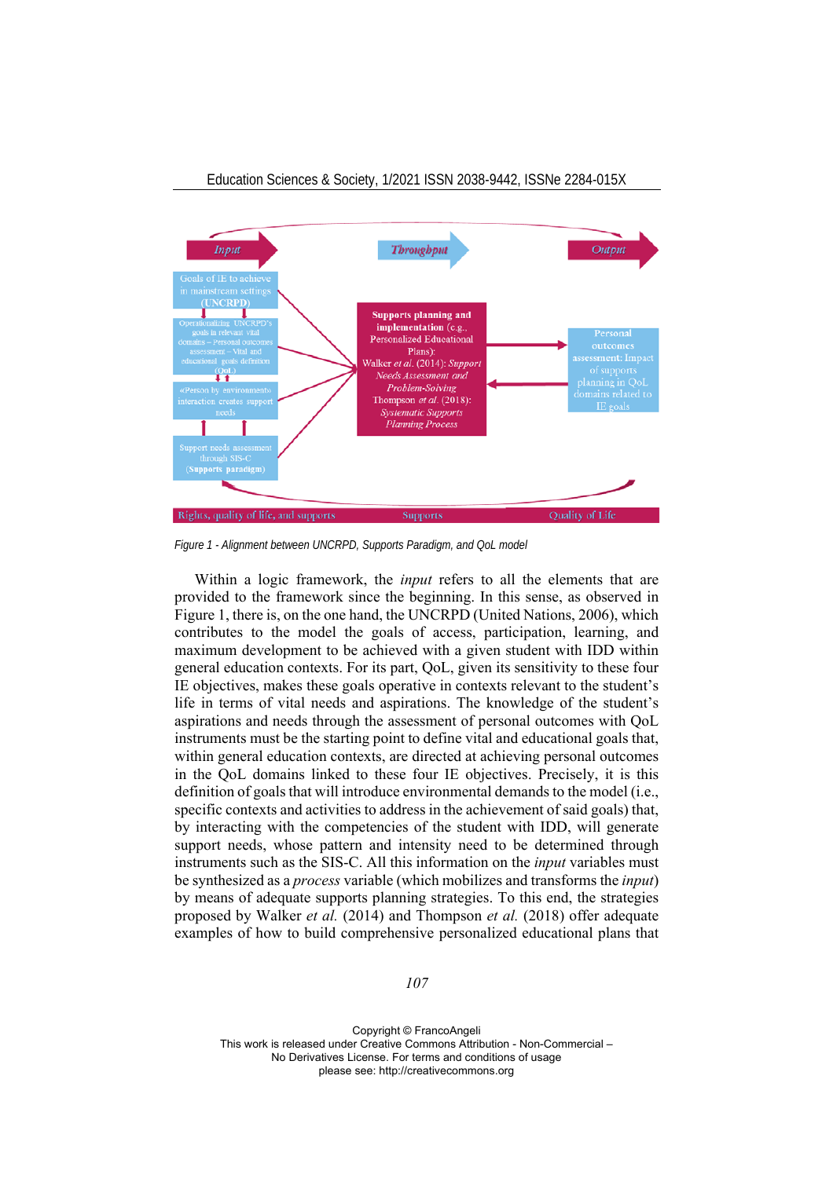Input

Throughput

Output

Goals of IE to achieve in mainstream settings (UNCRPD)

Operationalizing UNCRPD's goals in relevant vital domains – Personal outcomes assessment – Vital and educational goals definition (QoL)

«Person by environment» interaction creates support needs

Support needs assessment through SIS-C (Supports paradigm)

**Supports planning and implementation** (e.g., Personalized Educational Plans): Walker *et al.* (2014): *Support Needs Assessment and Problem-Solving* Thompson *et al.* (2018): *Systematic Supports Planning Process*

Personal outcomes assessment: Impact of supports planning in QoL domains related to IE goals

Rights, quality of life, and supports

Supports

Quality of Life

*Figure 1 - Alignment between UNCRPD, Supports Paradigm, and QoL model*

Within a logic framework, the *input* refers to all the elements that are provided to the framework since the beginning. In this sense, as observed in Figure 1, there is, on the one hand, the UNCRPD (United Nations, 2006), which contributes to the model the goals of access, participation, learning, and maximum development to be achieved with a given student with IDD within general education contexts. For its part, QoL, given its sensitivity to these four IE objectives, makes these goals operative in contexts relevant to the student's life in terms of vital needs and aspirations. The knowledge of the student's aspirations and needs through the assessment of personal outcomes with QoL instruments must be the starting point to define vital and educational goals that, within general education contexts, are directed at achieving personal outcomes in the QoL domains linked to these four IE objectives. Precisely, it is this definition of goals that will introduce environmental demands to the model (i.e., specific contexts and activities to address in the achievement of said goals) that, by interacting with the competencies of the student with IDD, will generate support needs, whose pattern and intensity need to be determined through instruments such as the SIS-C. All this information on the *input* variables must be synthesized as a *process* variable (which mobilizes and transforms the *input*) by means of adequate supports planning strategies. To this end, the strategies proposed by Walker *et al.* (2014) and Thompson *et al.* (2018) offer adequate examples of how to build comprehensive personalized educational plans that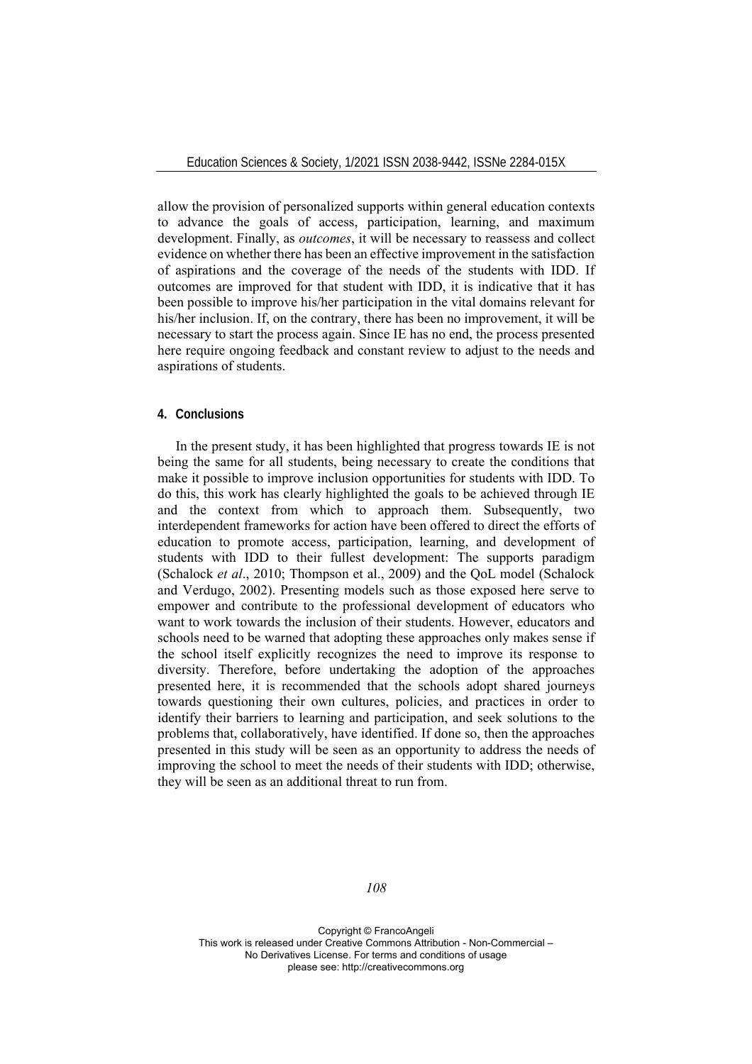allow the provision of personalized supports within general education contexts to advance the goals of access, participation, learning, and maximum development. Finally, as *outcomes*, it will be necessary to reassess and collect evidence on whether there has been an effective improvement in the satisfaction of aspirations and the coverage of the needs of the students with IDD. If outcomes are improved for that student with IDD, it is indicative that it has been possible to improve his/her participation in the vital domains relevant for his/her inclusion. If, on the contrary, there has been no improvement, it will be necessary to start the process again. Since IE has no end, the process presented here require ongoing feedback and constant review to adjust to the needs and aspirations of students.

## 4. Conclusions

In the present study, it has been highlighted that progress towards IE is not being the same for all students, being necessary to create the conditions that make it possible to improve inclusion opportunities for students with IDD. To do this, this work has clearly highlighted the goals to be achieved through IE and the context from which to approach them. Subsequently, two interdependent frameworks for action have been offered to direct the efforts of education to promote access, participation, learning, and development of students with IDD to their fullest development: The supports paradigm (Schalock *et al*., 2010; Thompson et al., 2009) and the QoL model (Schalock and Verdugo, 2002). Presenting models such as those exposed here serve to empower and contribute to the professional development of educators who want to work towards the inclusion of their students. However, educators and schools need to be warned that adopting these approaches only makes sense if the school itself explicitly recognizes the need to improve its response to diversity. Therefore, before undertaking the adoption of the approaches presented here, it is recommended that the schools adopt shared journeys towards questioning their own cultures, policies, and practices in order to identify their barriers to learning and participation, and seek solutions to the problems that, collaboratively, have identified. If done so, then the approaches presented in this study will be seen as an opportunity to address the needs of improving the school to meet the needs of their students with IDD; otherwise, they will be seen as an additional threat to run from.

Copyright © FrancoAngeli
This work is released under Creative Commons Attribution - Non-Commercial – No Derivatives License. For terms and conditions of usage please see: http://creativecommons.org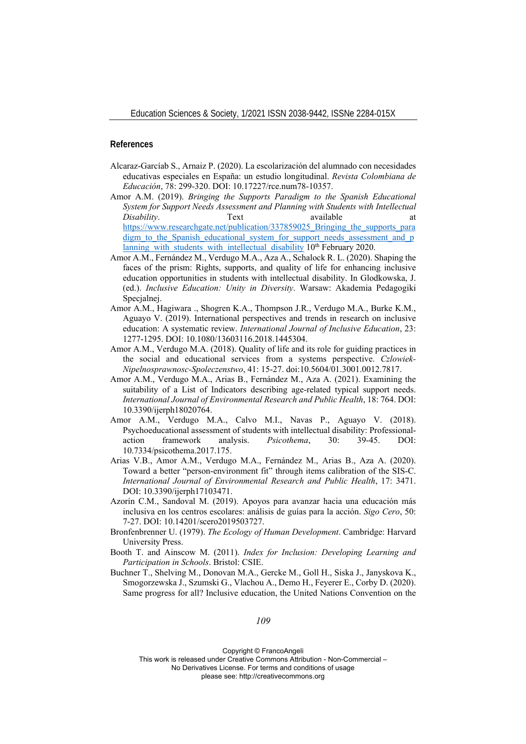## References

Alcaraz-Garcíab S., Arnaiz P. (2020). La escolarización del alumnado con necesidades educativas especiales en España: un estudio longitudinal. *Revista Colombiana de Educación*, 78: 299-320. DOI: 10.17227/rce.num78-10357.

Amor A.M. (2019). *Bringing the Supports Paradigm to the Spanish Educational System for Support Needs Assessment and Planning with Students with Intellectual Disability*. Text available at https://www.researchgate.net/publication/337859025_Bringing_the_supports_paradigm_to_the_Spanish_educational_system_for_support_needs_assessment_and_planning_with_students_with_intellectual_disability 10th February 2020.

Amor A.M., Fernández M., Verdugo M.A., Aza A., Schalock R. L. (2020). Shaping the faces of the prism: Rights, supports, and quality of life for enhancing inclusive education opportunities in students with intellectual disability. In Glodkowska, J. (ed.). *Inclusive Education: Unity in Diversity*. Warsaw: Akademia Pedagogiki Specjalnej.

Amor A.M., Hagiwara ., Shogren K.A., Thompson J.R., Verdugo M.A., Burke K.M., Aguayo V. (2019). International perspectives and trends in research on inclusive education: A systematic review. *International Journal of Inclusive Education*, 23: 1277-1295. DOI: 10.1080/13603116.2018.1445304.

Amor A.M., Verdugo M.A. (2018). Quality of life and its role for guiding practices in the social and educational services from a systems perspective. *Czlowiek-Nipelnosprawnosc-Spoleczenstwo*, 41: 15-27. doi:10.5604/01.3001.0012.7817.

Amor A.M., Verdugo M.A., Arias B., Fernández M., Aza A. (2021). Examining the suitability of a List of Indicators describing age-related typical support needs. *International Journal of Environmental Research and Public Health*, 18: 764. DOI: 10.3390/ijerph18020764.

Amor A.M., Verdugo M.A., Calvo M.I., Navas P., Aguayo V. (2018). Psychoeducational assessment of students with intellectual disability: Professional-action framework analysis. *Psicothema*, 30: 39-45. DOI: 10.7334/psicothema.2017.175.

Arias V.B., Amor A.M., Verdugo M.A., Fernández M., Arias B., Aza A. (2020). Toward a better "person-environment fit" through items calibration of the SIS-C. *International Journal of Environmental Research and Public Health*, 17: 3471. DOI: 10.3390/ijerph17103471.

Azorín C.M., Sandoval M. (2019). Apoyos para avanzar hacia una educación más inclusiva en los centros escolares: análisis de guías para la acción. *Sigo Cero*, 50: 7-27. DOI: 10.14201/scero2019503727.

Bronfenbrenner U. (1979). *The Ecology of Human Development*. Cambridge: Harvard University Press.

Booth T. and Ainscow M. (2011). *Index for Inclusion: Developing Learning and Participation in Schools*. Bristol: CSIE.

Buchner T., Shelving M., Donovan M.A., Gercke M., Goll H., Siska J., Janyskova K., Smogorzewska J., Szumski G., Vlachou A., Demo H., Feyerer E., Corby D. (2020). Same progress for all? Inclusive education, the United Nations Convention on the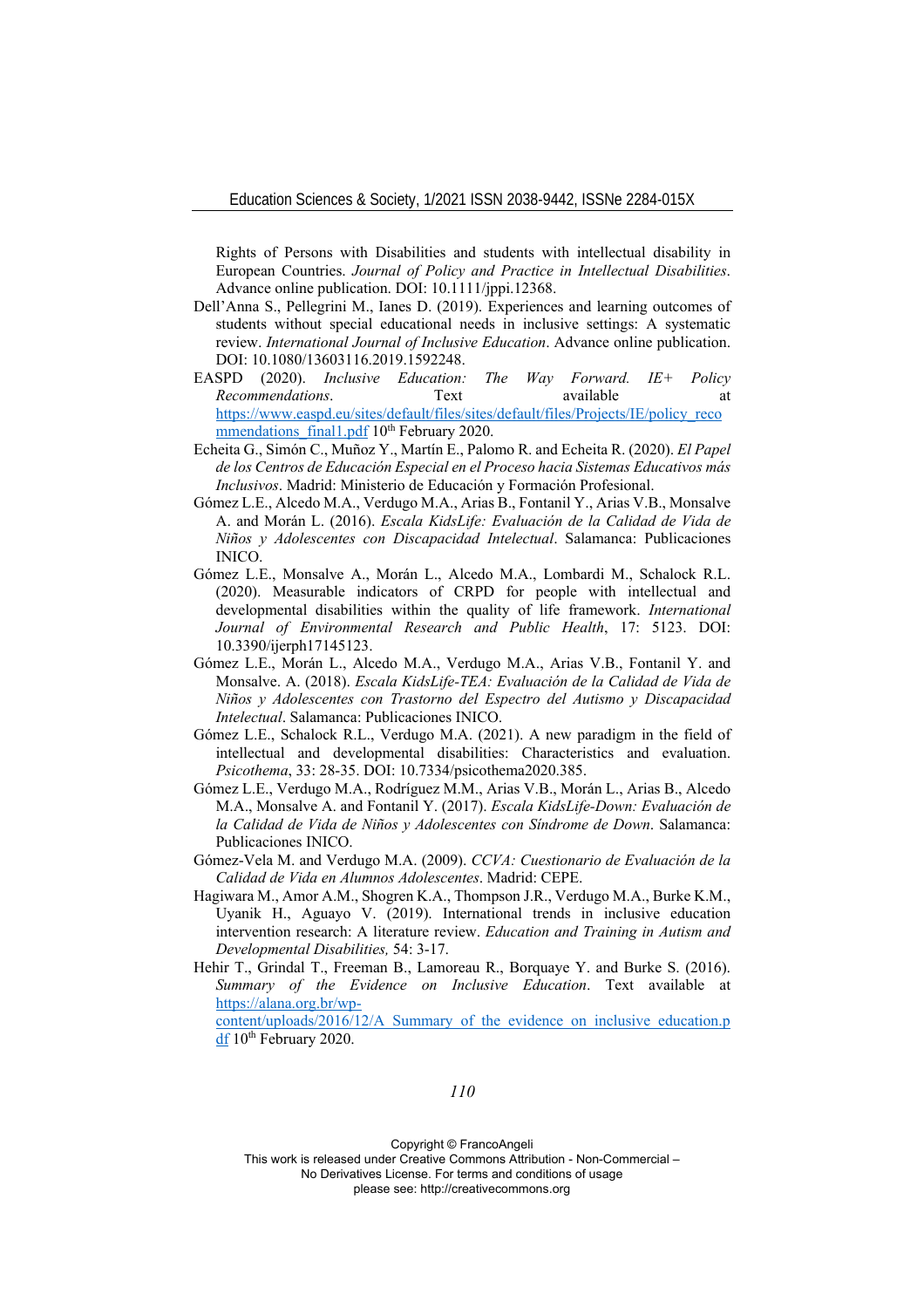Rights of Persons with Disabilities and students with intellectual disability in European Countries. *Journal of Policy and Practice in Intellectual Disabilities*. Advance online publication. DOI: 10.1111/jppi.12368.

Dell'Anna S., Pellegrini M., Ianes D. (2019). Experiences and learning outcomes of students without special educational needs in inclusive settings: A systematic review. *International Journal of Inclusive Education*. Advance online publication. DOI: 10.1080/13603116.2019.1592248.

EASPD (2020). *Inclusive Education: The Way Forward. IE+ Policy Recommendations*. Text available at https://www.easpd.eu/sites/default/files/sites/default/files/Projects/IE/policy_recommendations_final1.pdf 10th February 2020.

Echeita G., Simón C., Muñoz Y., Martín E., Palomo R. and Echeita R. (2020). *El Papel de los Centros de Educación Especial en el Proceso hacia Sistemas Educativos más Inclusivos*. Madrid: Ministerio de Educación y Formación Profesional.

Gómez L.E., Alcedo M.A., Verdugo M.A., Arias B., Fontanil Y., Arias V.B., Monsalve A. and Morán L. (2016). *Escala KidsLife: Evaluación de la Calidad de Vida de Niños y Adolescentes con Discapacidad Intelectual*. Salamanca: Publicaciones INICO.

Gómez L.E., Monsalve A., Morán L., Alcedo M.A., Lombardi M., Schalock R.L. (2020). Measurable indicators of CRPD for people with intellectual and developmental disabilities within the quality of life framework. *International Journal of Environmental Research and Public Health*, 17: 5123. DOI: 10.3390/ijerph17145123.

Gómez L.E., Morán L., Alcedo M.A., Verdugo M.A., Arias V.B., Fontanil Y. and Monsalve. A. (2018). *Escala KidsLife-TEA: Evaluación de la Calidad de Vida de Niños y Adolescentes con Trastorno del Espectro del Autismo y Discapacidad Intelectual*. Salamanca: Publicaciones INICO.

Gómez L.E., Schalock R.L., Verdugo M.A. (2021). A new paradigm in the field of intellectual and developmental disabilities: Characteristics and evaluation. *Psicothema*, 33: 28-35. DOI: 10.7334/psicothema2020.385.

Gómez L.E., Verdugo M.A., Rodríguez M.M., Arias V.B., Morán L., Arias B., Alcedo M.A., Monsalve A. and Fontanil Y. (2017). *Escala KidsLife-Down: Evaluación de la Calidad de Vida de Niños y Adolescentes con Síndrome de Down*. Salamanca: Publicaciones INICO.

Gómez-Vela M. and Verdugo M.A. (2009). *CCVA: Cuestionario de Evaluación de la Calidad de Vida en Alumnos Adolescentes*. Madrid: CEPE.

Hagiwara M., Amor A.M., Shogren K.A., Thompson J.R., Verdugo M.A., Burke K.M., Uyanik H., Aguayo V. (2019). International trends in inclusive education intervention research: A literature review. *Education and Training in Autism and Developmental Disabilities,* 54: 3-17.

Hehir T., Grindal T., Freeman B., Lamoreau R., Borquaye Y. and Burke S. (2016). *Summary of the Evidence on Inclusive Education*. Text available at https://alana.org.br/wp-content/uploads/2016/12/A_Summary_of_the_evidence_on_inclusive_education.pdf 10th February 2020.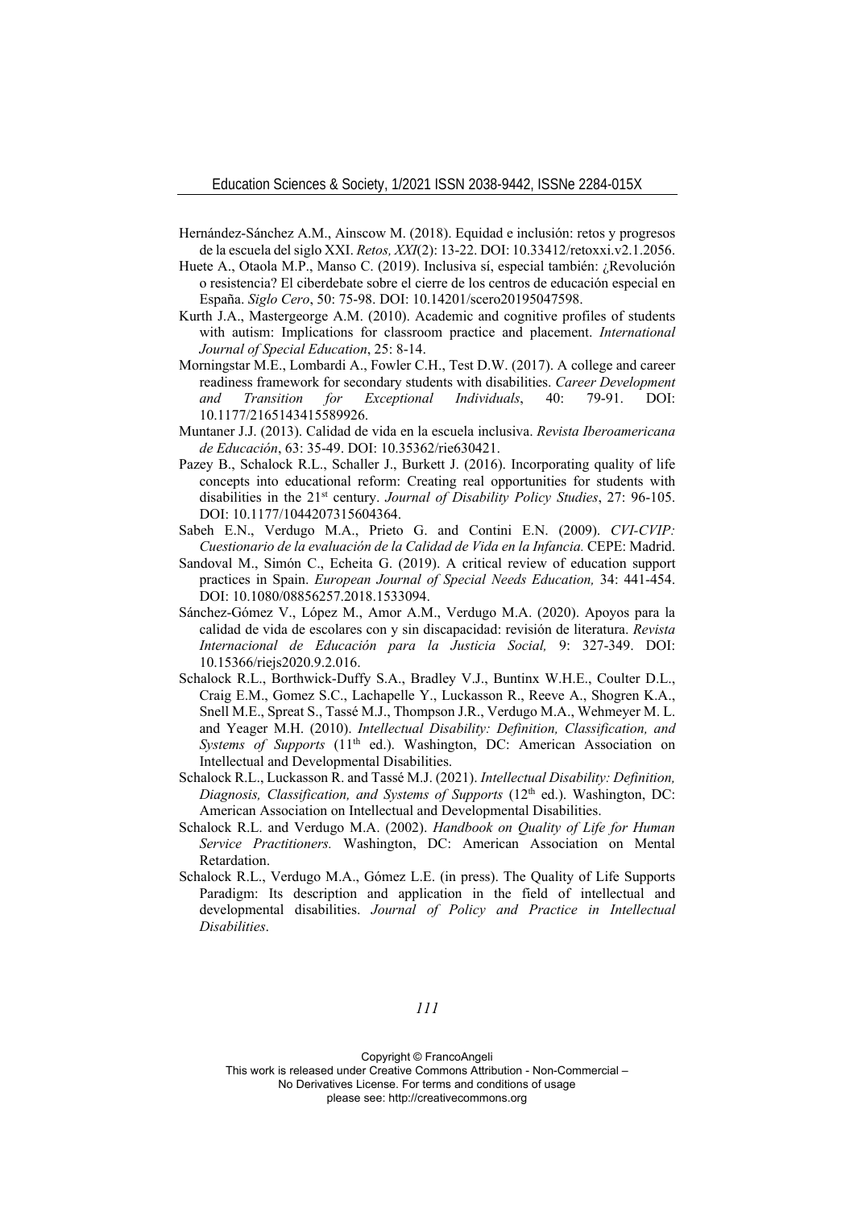Hernández-Sánchez A.M., Ainscow M. (2018). Equidad e inclusión: retos y progresos de la escuela del siglo XXI. *Retos, XXI*(2): 13-22. DOI: 10.33412/retoxxi.v2.1.2056.

Huete A., Otaola M.P., Manso C. (2019). Inclusiva sí, especial también: ¿Revolución o resistencia? El ciberdebate sobre el cierre de los centros de educación especial en España. *Siglo Cero*, 50: 75-98. DOI: 10.14201/scero20195047598.

Kurth J.A., Mastergeorge A.M. (2010). Academic and cognitive profiles of students with autism: Implications for classroom practice and placement. *International Journal of Special Education*, 25: 8-14.

Morningstar M.E., Lombardi A., Fowler C.H., Test D.W. (2017). A college and career readiness framework for secondary students with disabilities. *Career Development and Transition for Exceptional Individuals*, 40: 79-91. DOI: 10.1177/2165143415589926.

Muntaner J.J. (2013). Calidad de vida en la escuela inclusiva. *Revista Iberoamericana de Educación*, 63: 35-49. DOI: 10.35362/rie630421.

Pazey B., Schalock R.L., Schaller J., Burkett J. (2016). Incorporating quality of life concepts into educational reform: Creating real opportunities for students with disabilities in the 21st century. *Journal of Disability Policy Studies*, 27: 96-105. DOI: 10.1177/1044207315604364.

Sabeh E.N., Verdugo M.A., Prieto G. and Contini E.N. (2009). *CVI-CVIP: Cuestionario de la evaluación de la Calidad de Vida en la Infancia.* CEPE: Madrid.

Sandoval M., Simón C., Echeita G. (2019). A critical review of education support practices in Spain. *European Journal of Special Needs Education,* 34: 441-454. DOI: 10.1080/08856257.2018.1533094.

Sánchez-Gómez V., López M., Amor A.M., Verdugo M.A. (2020). Apoyos para la calidad de vida de escolares con y sin discapacidad: revisión de literatura. *Revista Internacional de Educación para la Justicia Social,* 9: 327-349. DOI: 10.15366/riejs2020.9.2.016.

Schalock R.L., Borthwick-Duffy S.A., Bradley V.J., Buntinx W.H.E., Coulter D.L., Craig E.M., Gomez S.C., Lachapelle Y., Luckasson R., Reeve A., Shogren K.A., Snell M.E., Spreat S., Tassé M.J., Thompson J.R., Verdugo M.A., Wehmeyer M. L. and Yeager M.H. (2010). *Intellectual Disability: Definition, Classification, and Systems of Supports* (11th ed.). Washington, DC: American Association on Intellectual and Developmental Disabilities.

Schalock R.L., Luckasson R. and Tassé M.J. (2021). *Intellectual Disability: Definition, Diagnosis, Classification, and Systems of Supports* (12th ed.). Washington, DC: American Association on Intellectual and Developmental Disabilities.

Schalock R.L. and Verdugo M.A. (2002). *Handbook on Quality of Life for Human Service Practitioners.* Washington, DC: American Association on Mental Retardation.

Schalock R.L., Verdugo M.A., Gómez L.E. (in press). The Quality of Life Supports Paradigm: Its description and application in the field of intellectual and developmental disabilities. *Journal of Policy and Practice in Intellectual Disabilities*.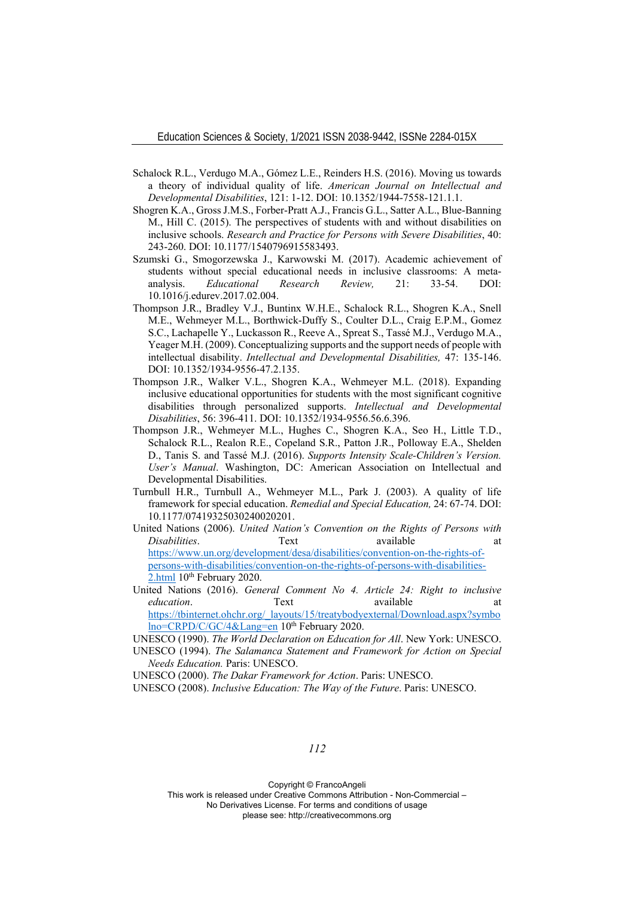Schalock R.L., Verdugo M.A., Gómez L.E., Reinders H.S. (2016). Moving us towards a theory of individual quality of life. *American Journal on Intellectual and Developmental Disabilities*, 121: 1-12. DOI: 10.1352/1944-7558-121.1.1.

Shogren K.A., Gross J.M.S., Forber-Pratt A.J., Francis G.L., Satter A.L., Blue-Banning M., Hill C. (2015). The perspectives of students with and without disabilities on inclusive schools. *Research and Practice for Persons with Severe Disabilities*, 40: 243-260. DOI: 10.1177/1540796915583493.

Szumski G., Smogorzewska J., Karwowski M. (2017). Academic achievement of students without special educational needs in inclusive classrooms: A meta-analysis. *Educational Research Review,* 21: 33-54. DOI: 10.1016/j.edurev.2017.02.004.

Thompson J.R., Bradley V.J., Buntinx W.H.E., Schalock R.L., Shogren K.A., Snell M.E., Wehmeyer M.L., Borthwick-Duffy S., Coulter D.L., Craig E.P.M., Gomez S.C., Lachapelle Y., Luckasson R., Reeve A., Spreat S., Tassé M.J., Verdugo M.A., Yeager M.H. (2009). Conceptualizing supports and the support needs of people with intellectual disability. *Intellectual and Developmental Disabilities,* 47: 135-146. DOI: 10.1352/1934-9556-47.2.135.

Thompson J.R., Walker V.L., Shogren K.A., Wehmeyer M.L. (2018). Expanding inclusive educational opportunities for students with the most significant cognitive disabilities through personalized supports. *Intellectual and Developmental Disabilities*, 56: 396-411. DOI: 10.1352/1934-9556.56.6.396.

Thompson J.R., Wehmeyer M.L., Hughes C., Shogren K.A., Seo H., Little T.D., Schalock R.L., Realon R.E., Copeland S.R., Patton J.R., Polloway E.A., Shelden D., Tanis S. and Tassé M.J. (2016). *Supports Intensity Scale-Children's Version. User's Manual*. Washington, DC: American Association on Intellectual and Developmental Disabilities.

Turnbull H.R., Turnbull A., Wehmeyer M.L., Park J. (2003). A quality of life framework for special education. *Remedial and Special Education,* 24: 67-74. DOI: 10.1177/07419325030240020201.

United Nations (2006). *United Nation's Convention on the Rights of Persons with Disabilities*. Text available at https://www.un.org/development/desa/disabilities/convention-on-the-rights-of-persons-with-disabilities/convention-on-the-rights-of-persons-with-disabilities-2.html 10th February 2020.

United Nations (2016). *General Comment No 4. Article 24: Right to inclusive education*. Text available at https://tbinternet.ohchr.org/_layouts/15/treatybodyexternal/Download.aspx?symbolno=CRPD/C/GC/4&Lang=en 10th February 2020.

UNESCO (1990). *The World Declaration on Education for All*. New York: UNESCO.

UNESCO (1994). *The Salamanca Statement and Framework for Action on Special Needs Education.* Paris: UNESCO.

UNESCO (2000). *The Dakar Framework for Action*. Paris: UNESCO.

UNESCO (2008). *Inclusive Education: The Way of the Future*. Paris: UNESCO.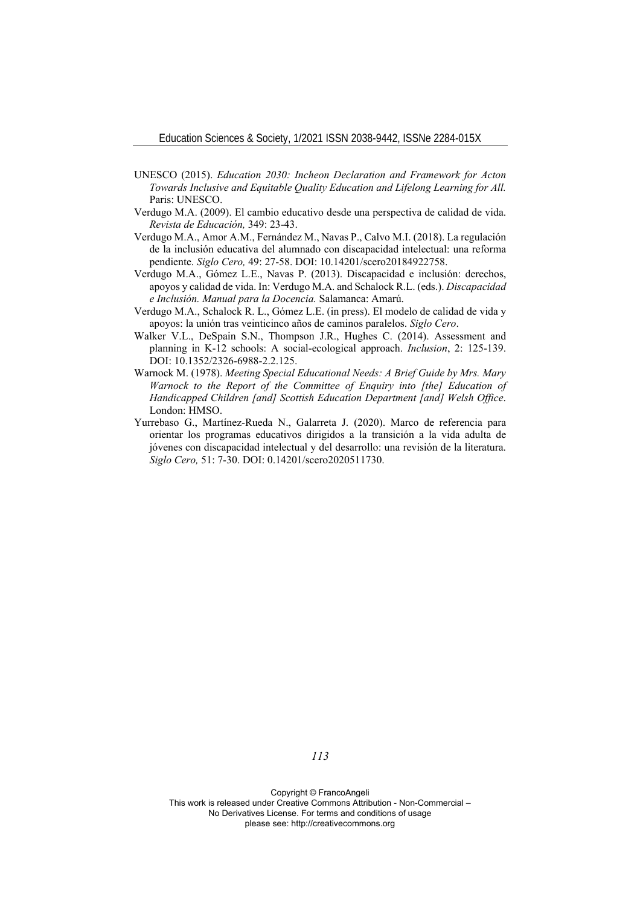UNESCO (2015). *Education 2030: Incheon Declaration and Framework for Acton Towards Inclusive and Equitable Quality Education and Lifelong Learning for All.* Paris: UNESCO.

Verdugo M.A. (2009). El cambio educativo desde una perspectiva de calidad de vida. *Revista de Educación,* 349: 23-43.

Verdugo M.A., Amor A.M., Fernández M., Navas P., Calvo M.I. (2018). La regulación de la inclusión educativa del alumnado con discapacidad intelectual: una reforma pendiente. *Siglo Cero,* 49: 27-58. DOI: 10.14201/scero20184922758.

Verdugo M.A., Gómez L.E., Navas P. (2013). Discapacidad e inclusión: derechos, apoyos y calidad de vida. In: Verdugo M.A. and Schalock R.L. (eds.). *Discapacidad e Inclusión. Manual para la Docencia.* Salamanca: Amarú.

Verdugo M.A., Schalock R. L., Gómez L.E. (in press). El modelo de calidad de vida y apoyos: la unión tras veinticinco años de caminos paralelos. *Siglo Cero*.

Walker V.L., DeSpain S.N., Thompson J.R., Hughes C. (2014). Assessment and planning in K-12 schools: A social-ecological approach. *Inclusion*, 2: 125-139. DOI: 10.1352/2326-6988-2.2.125.

Warnock M. (1978). *Meeting Special Educational Needs: A Brief Guide by Mrs. Mary Warnock to the Report of the Committee of Enquiry into [the] Education of Handicapped Children [and] Scottish Education Department [and] Welsh Office*. London: HMSO.

Yurrebaso G., Martínez-Rueda N., Galarreta J. (2020). Marco de referencia para orientar los programas educativos dirigidos a la transición a la vida adulta de jóvenes con discapacidad intelectual y del desarrollo: una revisión de la literatura. *Siglo Cero,* 51: 7-30. DOI: 0.14201/scero2020511730.